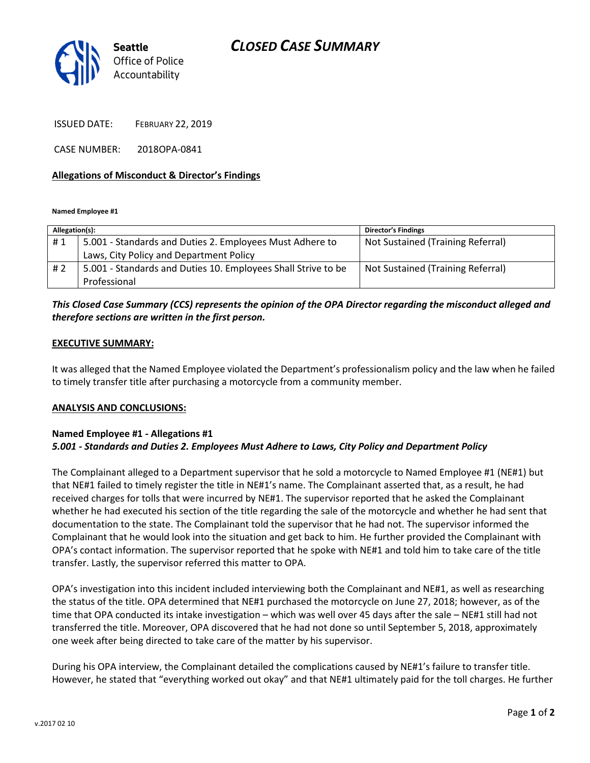Seattle Office of Police Accountability

# CLOSED CASE SUMMARY

ISSUED DATE: FEBRUARY 22, 2019

CASE NUMBER: 2018OPA-0841

**Allegations of Misconduct & Director's Findings**

**Named Employee #1**

| Allegation(s): | | Director's Findings |
|---|---|---|
| # 1 | 5.001 - Standards and Duties 2. Employees Must Adhere to Laws, City Policy and Department Policy | Not Sustained (Training Referral) |
| # 2 | 5.001 - Standards and Duties 10. Employees Shall Strive to be Professional | Not Sustained (Training Referral) |

***This Closed Case Summary (CCS) represents the opinion of the OPA Director regarding the misconduct alleged and therefore sections are written in the first person.***

**EXECUTIVE SUMMARY:**

It was alleged that the Named Employee violated the Department's professionalism policy and the law when he failed to timely transfer title after purchasing a motorcycle from a community member.

**ANALYSIS AND CONCLUSIONS:**

**Named Employee #1 - Allegations #1**
***5.001 - Standards and Duties 2. Employees Must Adhere to Laws, City Policy and Department Policy***

The Complainant alleged to a Department supervisor that he sold a motorcycle to Named Employee #1 (NE#1) but that NE#1 failed to timely register the title in NE#1's name. The Complainant asserted that, as a result, he had received charges for tolls that were incurred by NE#1. The supervisor reported that he asked the Complainant whether he had executed his section of the title regarding the sale of the motorcycle and whether he had sent that documentation to the state. The Complainant told the supervisor that he had not. The supervisor informed the Complainant that he would look into the situation and get back to him. He further provided the Complainant with OPA's contact information. The supervisor reported that he spoke with NE#1 and told him to take care of the title transfer. Lastly, the supervisor referred this matter to OPA.

OPA's investigation into this incident included interviewing both the Complainant and NE#1, as well as researching the status of the title. OPA determined that NE#1 purchased the motorcycle on June 27, 2018; however, as of the time that OPA conducted its intake investigation – which was well over 45 days after the sale – NE#1 still had not transferred the title. Moreover, OPA discovered that he had not done so until September 5, 2018, approximately one week after being directed to take care of the matter by his supervisor.

During his OPA interview, the Complainant detailed the complications caused by NE#1's failure to transfer title. However, he stated that "everything worked out okay" and that NE#1 ultimately paid for the toll charges. He further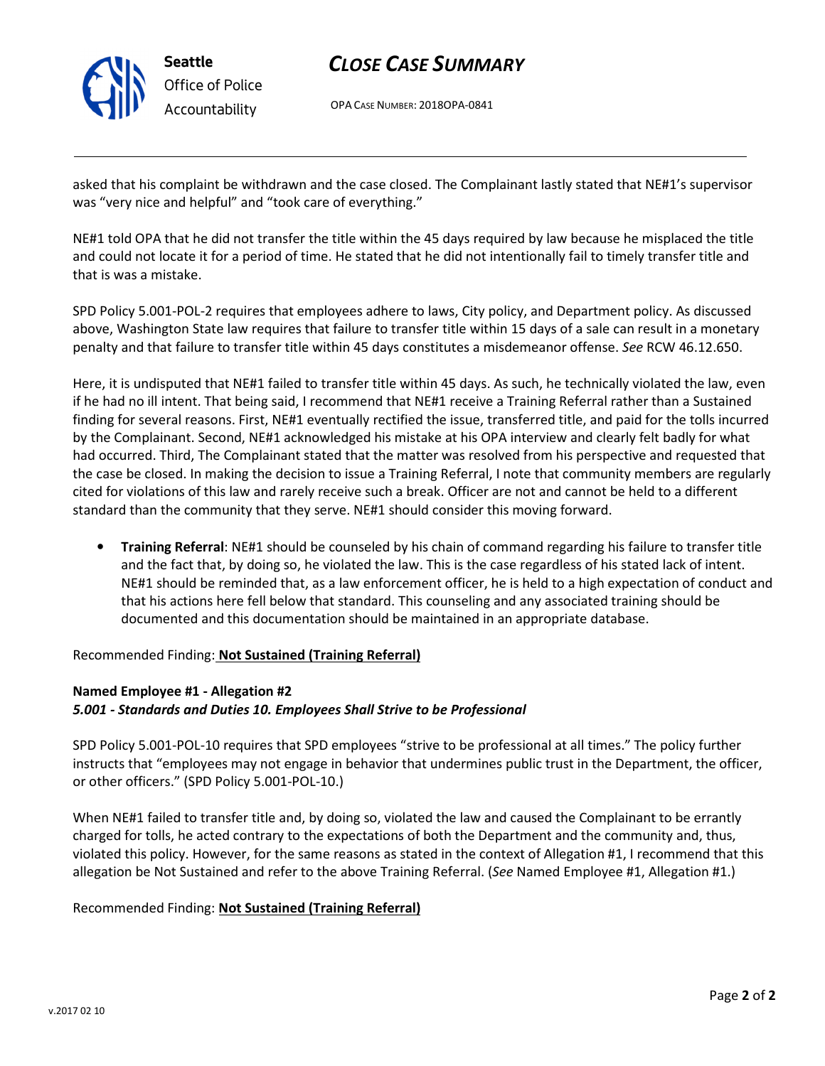asked that his complaint be withdrawn and the case closed. The Complainant lastly stated that NE#1's supervisor was "very nice and helpful" and "took care of everything."

NE#1 told OPA that he did not transfer the title within the 45 days required by law because he misplaced the title and could not locate it for a period of time. He stated that he did not intentionally fail to timely transfer title and that is was a mistake.

SPD Policy 5.001-POL-2 requires that employees adhere to laws, City policy, and Department policy. As discussed above, Washington State law requires that failure to transfer title within 15 days of a sale can result in a monetary penalty and that failure to transfer title within 45 days constitutes a misdemeanor offense. *See* RCW 46.12.650.

Here, it is undisputed that NE#1 failed to transfer title within 45 days. As such, he technically violated the law, even if he had no ill intent. That being said, I recommend that NE#1 receive a Training Referral rather than a Sustained finding for several reasons. First, NE#1 eventually rectified the issue, transferred title, and paid for the tolls incurred by the Complainant. Second, NE#1 acknowledged his mistake at his OPA interview and clearly felt badly for what had occurred. Third, The Complainant stated that the matter was resolved from his perspective and requested that the case be closed. In making the decision to issue a Training Referral, I note that community members are regularly cited for violations of this law and rarely receive such a break. Officer are not and cannot be held to a different standard than the community that they serve. NE#1 should consider this moving forward.

- **Training Referral**: NE#1 should be counseled by his chain of command regarding his failure to transfer title and the fact that, by doing so, he violated the law. This is the case regardless of his stated lack of intent. NE#1 should be reminded that, as a law enforcement officer, he is held to a high expectation of conduct and that his actions here fell below that standard. This counseling and any associated training should be documented and this documentation should be maintained in an appropriate database.

Recommended Finding: **Not Sustained (Training Referral)**

**Named Employee #1 - Allegation #2**
***5.001 - Standards and Duties 10. Employees Shall Strive to be Professional***

SPD Policy 5.001-POL-10 requires that SPD employees "strive to be professional at all times." The policy further instructs that "employees may not engage in behavior that undermines public trust in the Department, the officer, or other officers." (SPD Policy 5.001-POL-10.)

When NE#1 failed to transfer title and, by doing so, violated the law and caused the Complainant to be errantly charged for tolls, he acted contrary to the expectations of both the Department and the community and, thus, violated this policy. However, for the same reasons as stated in the context of Allegation #1, I recommend that this allegation be Not Sustained and refer to the above Training Referral. (*See* Named Employee #1, Allegation #1.)

Recommended Finding: **Not Sustained (Training Referral)**